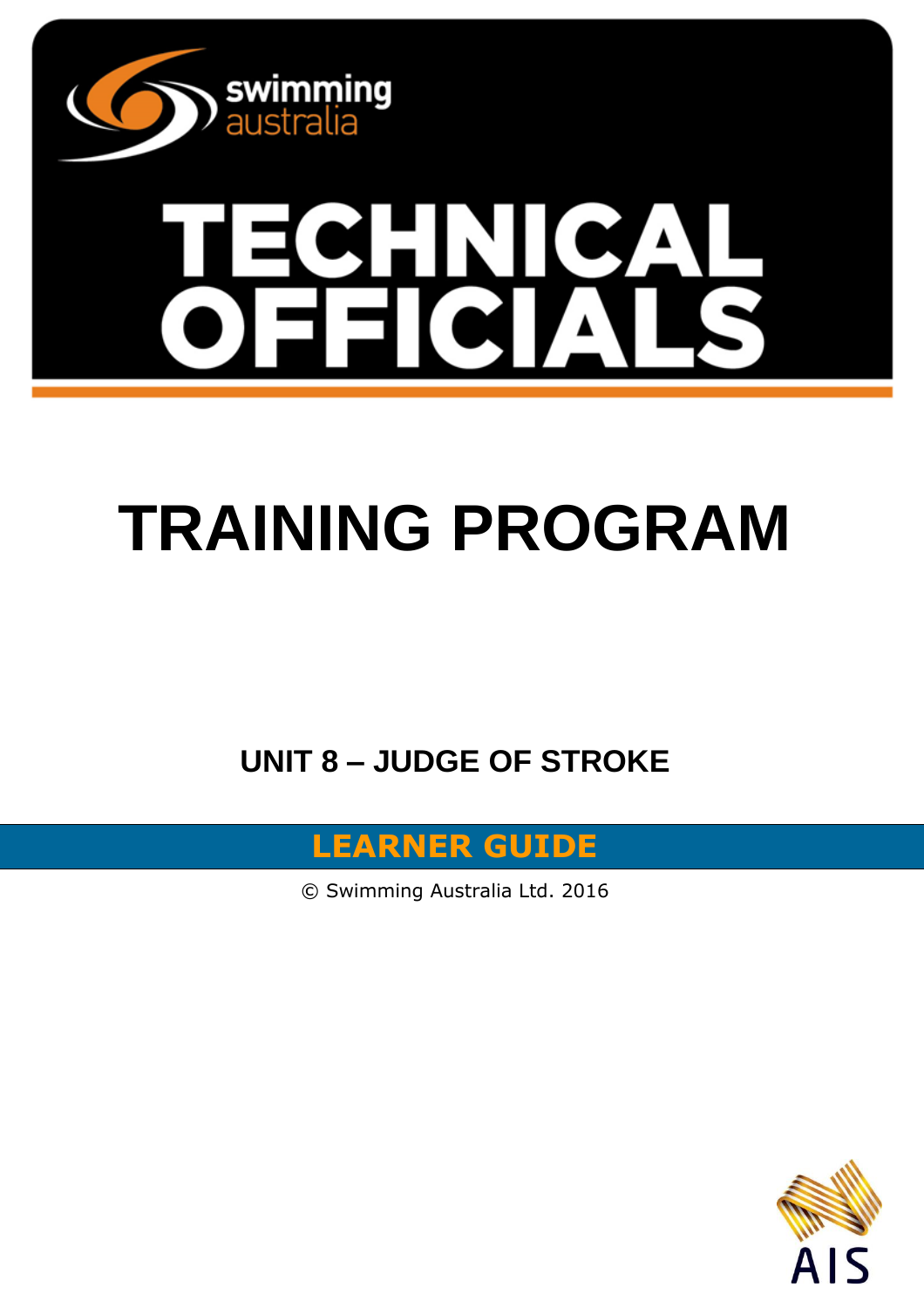swimming australia

# TECHNICAL OFFICIALS

# TRAINING PROGRAM

## UNIT 8 – JUDGE OF STROKE

**LEARNER GUIDE**

© Swimming Australia Ltd. 2016

AIS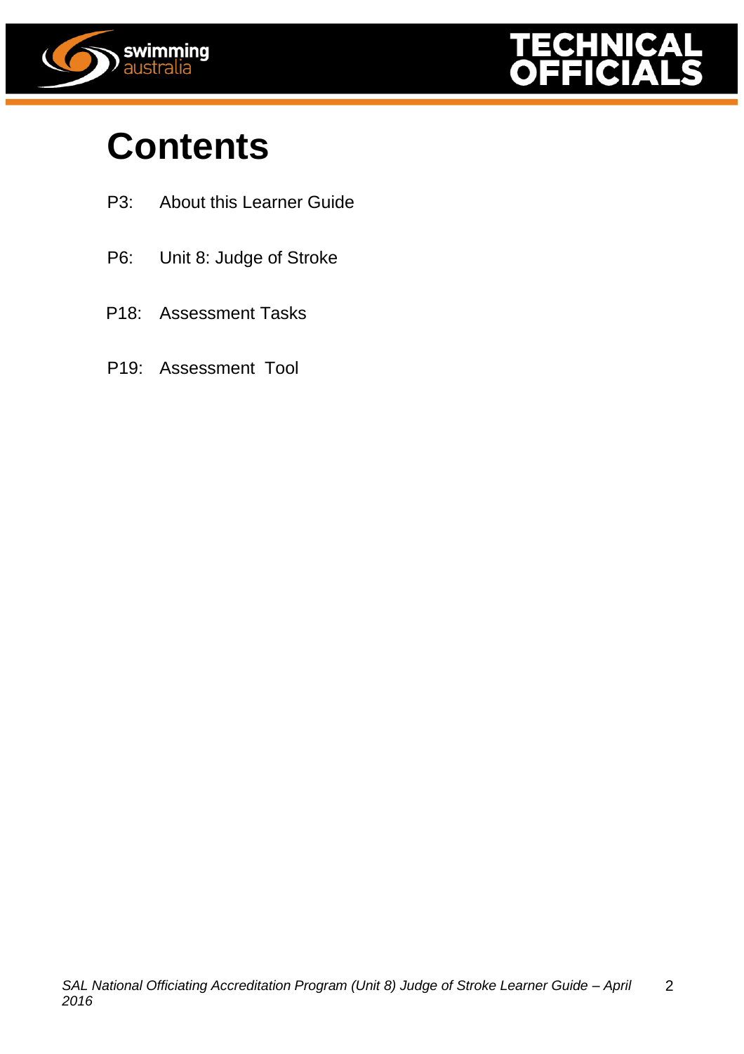# Contents

P3: About this Learner Guide

P6: Unit 8: Judge of Stroke

P18: Assessment Tasks

P19: Assessment Tool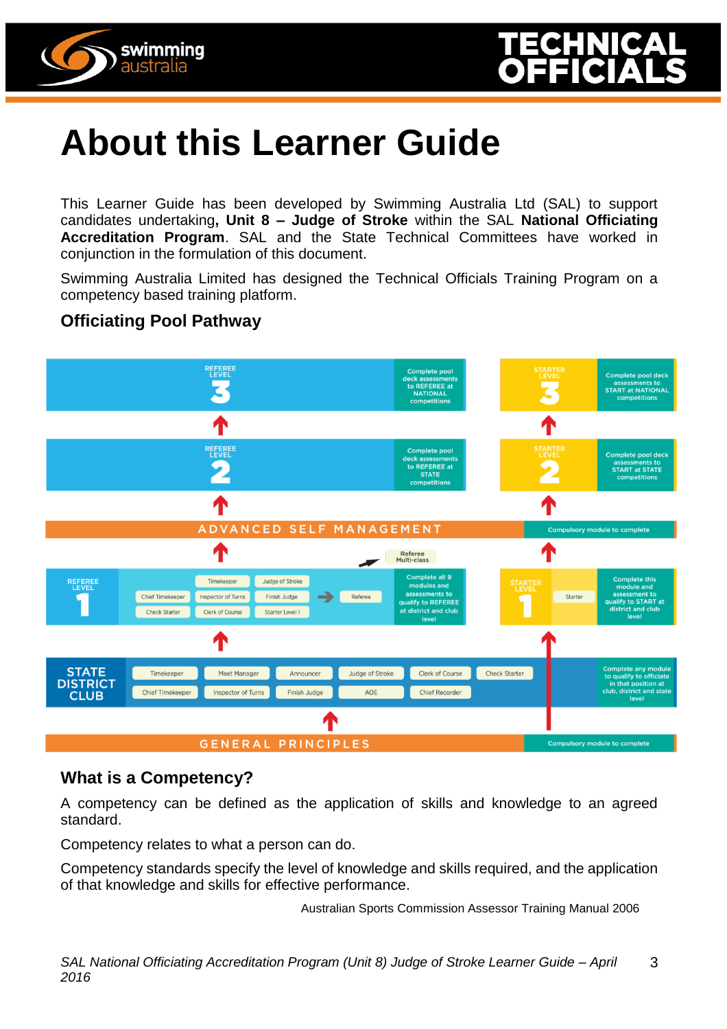# About this Learner Guide

This Learner Guide has been developed by Swimming Australia Ltd (SAL) to support candidates undertaking**, Unit 8 – Judge of Stroke** within the SAL **National Officiating Accreditation Program**. SAL and the State Technical Committees have worked in conjunction in the formulation of this document.

Swimming Australia Limited has designed the Technical Officials Training Program on a competency based training platform.

### Officiating Pool Pathway

**REFEREE LEVEL 3** – Complete pool deck assessments to REFEREE at NATIONAL competitions

**STARTER LEVEL 3** – Complete pool deck assessments to START at NATIONAL competitions

**REFEREE LEVEL 2** – Complete pool deck assessments to REFEREE at STATE competitions

**STARTER LEVEL 2** – Complete pool deck assessments to START at STATE competitions

**ADVANCED SELF MANAGEMENT** – Compulsory module to complete

Referee Multi-class

**REFEREE LEVEL 1** – Timekeeper, Judge of Stroke, Chief Timekeeper, Inspector of Turns, Finish Judge, Check Starter, Clerk of Course, Starter Level 1 → Referee – Complete all 9 modules and assessments to qualify to REFEREE at district and club level

**STARTER LEVEL 1** – Starter – Complete this module and assessment to qualify to START at district and club level

**STATE DISTRICT CLUB** – Timekeeper, Meet Manager, Announcer, Judge of Stroke, Clerk of Course, Check Starter, Chief Timekeeper, Inspector of Turns, Finish Judge, AOE, Chief Recorder – Complete any module to qualify to officiate in that position at club, district and state level

**GENERAL PRINCIPLES** – Compulsory module to complete

### What is a Competency?

A competency can be defined as the application of skills and knowledge to an agreed standard.

Competency relates to what a person can do.

Competency standards specify the level of knowledge and skills required, and the application of that knowledge and skills for effective performance.

Australian Sports Commission Assessor Training Manual 2006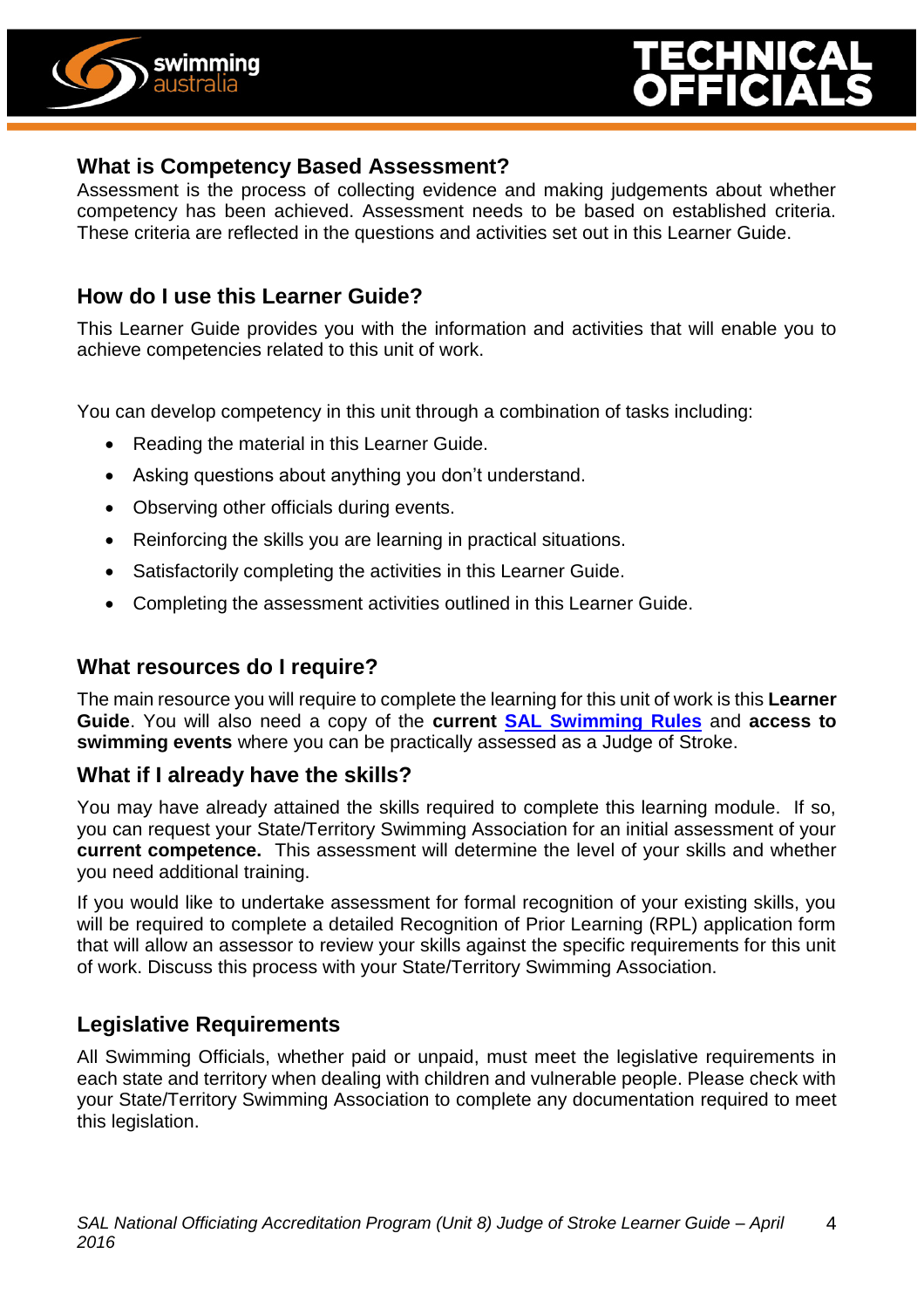## What is Competency Based Assessment?

Assessment is the process of collecting evidence and making judgements about whether competency has been achieved. Assessment needs to be based on established criteria. These criteria are reflected in the questions and activities set out in this Learner Guide.

## How do I use this Learner Guide?

This Learner Guide provides you with the information and activities that will enable you to achieve competencies related to this unit of work.

You can develop competency in this unit through a combination of tasks including:

- Reading the material in this Learner Guide.
- Asking questions about anything you don't understand.
- Observing other officials during events.
- Reinforcing the skills you are learning in practical situations.
- Satisfactorily completing the activities in this Learner Guide.
- Completing the assessment activities outlined in this Learner Guide.

## What resources do I require?

The main resource you will require to complete the learning for this unit of work is this **Learner Guide**. You will also need a copy of the **current** **SAL Swimming Rules** and **access to swimming events** where you can be practically assessed as a Judge of Stroke.

## What if I already have the skills?

You may have already attained the skills required to complete this learning module. If so, you can request your State/Territory Swimming Association for an initial assessment of your **current competence.** This assessment will determine the level of your skills and whether you need additional training.

If you would like to undertake assessment for formal recognition of your existing skills, you will be required to complete a detailed Recognition of Prior Learning (RPL) application form that will allow an assessor to review your skills against the specific requirements for this unit of work. Discuss this process with your State/Territory Swimming Association.

## Legislative Requirements

All Swimming Officials, whether paid or unpaid, must meet the legislative requirements in each state and territory when dealing with children and vulnerable people. Please check with your State/Territory Swimming Association to complete any documentation required to meet this legislation.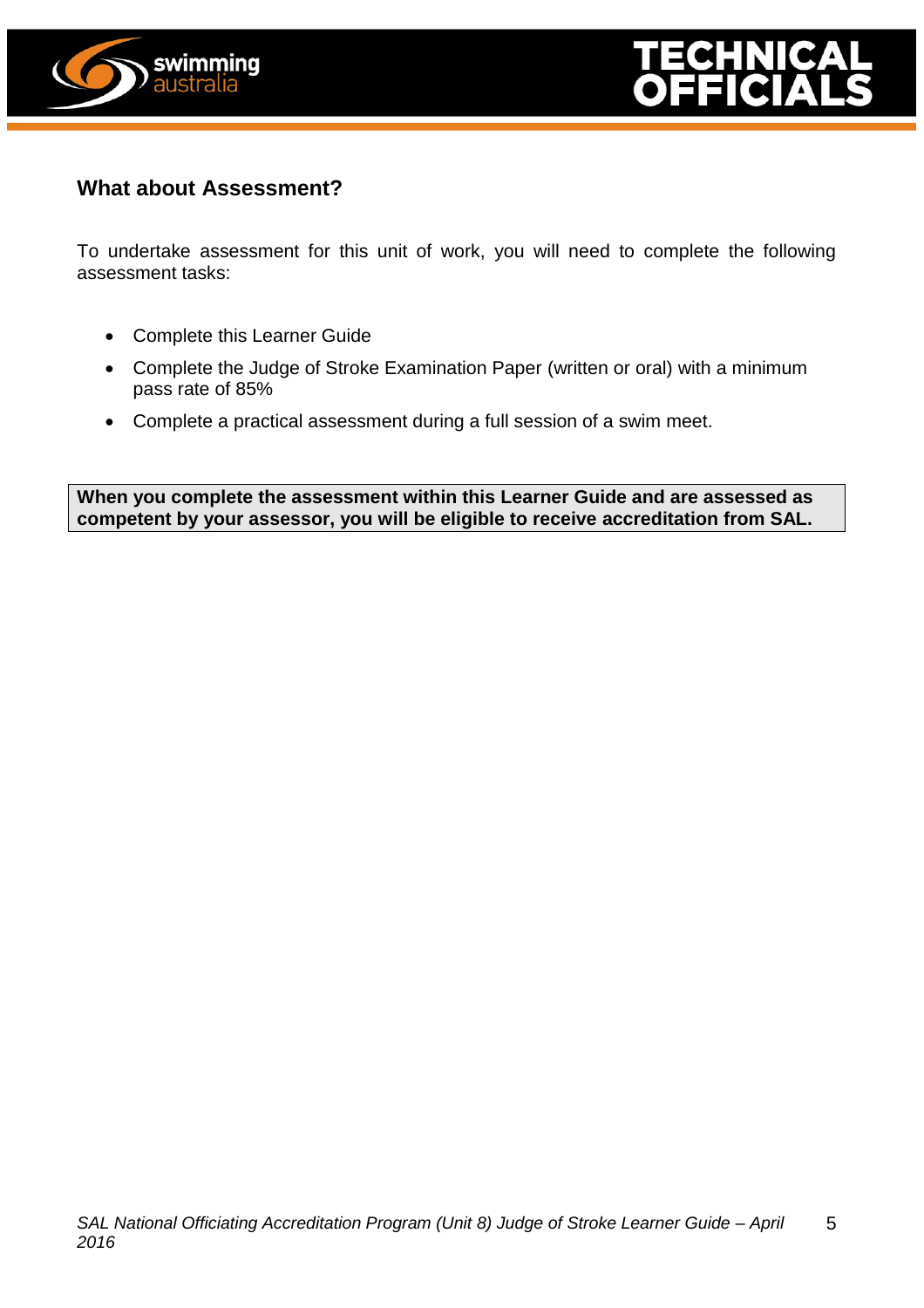## What about Assessment?

To undertake assessment for this unit of work, you will need to complete the following assessment tasks:

- Complete this Learner Guide
- Complete the Judge of Stroke Examination Paper (written or oral) with a minimum pass rate of 85%
- Complete a practical assessment during a full session of a swim meet.

**When you complete the assessment within this Learner Guide and are assessed as competent by your assessor, you will be eligible to receive accreditation from SAL.**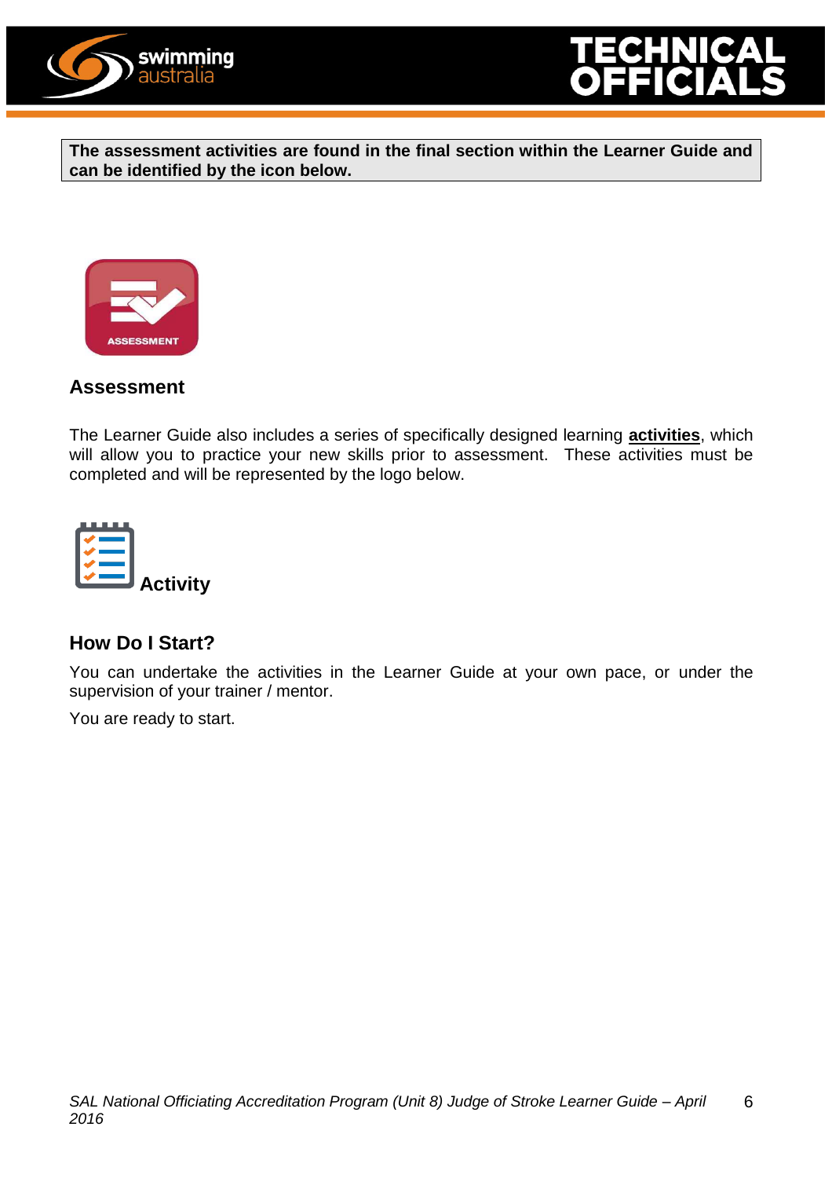**The assessment activities are found in the final section within the Learner Guide and can be identified by the icon below.**

ASSESSMENT

### Assessment

The Learner Guide also includes a series of specifically designed learning **activities**, which will allow you to practice your new skills prior to assessment. These activities must be completed and will be represented by the logo below.

**Activity**

### How Do I Start?

You can undertake the activities in the Learner Guide at your own pace, or under the supervision of your trainer / mentor.

You are ready to start.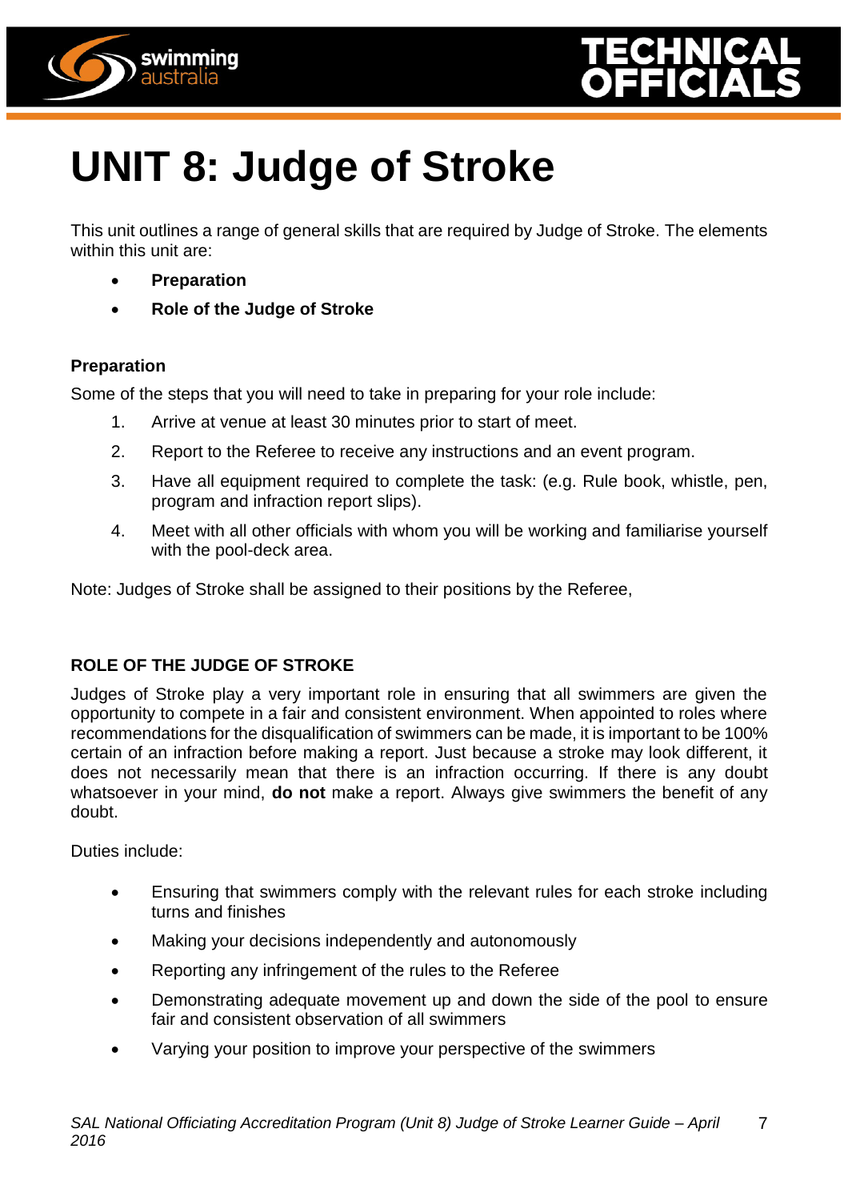# UNIT 8: Judge of Stroke

This unit outlines a range of general skills that are required by Judge of Stroke. The elements within this unit are:

- **Preparation**
- **Role of the Judge of Stroke**

### Preparation

Some of the steps that you will need to take in preparing for your role include:

1. Arrive at venue at least 30 minutes prior to start of meet.
2. Report to the Referee to receive any instructions and an event program.
3. Have all equipment required to complete the task: (e.g. Rule book, whistle, pen, program and infraction report slips).
4. Meet with all other officials with whom you will be working and familiarise yourself with the pool-deck area.

Note: Judges of Stroke shall be assigned to their positions by the Referee,

### ROLE OF THE JUDGE OF STROKE

Judges of Stroke play a very important role in ensuring that all swimmers are given the opportunity to compete in a fair and consistent environment. When appointed to roles where recommendations for the disqualification of swimmers can be made, it is important to be 100% certain of an infraction before making a report. Just because a stroke may look different, it does not necessarily mean that there is an infraction occurring. If there is any doubt whatsoever in your mind, **do not** make a report. Always give swimmers the benefit of any doubt.

Duties include:

- Ensuring that swimmers comply with the relevant rules for each stroke including turns and finishes
- Making your decisions independently and autonomously
- Reporting any infringement of the rules to the Referee
- Demonstrating adequate movement up and down the side of the pool to ensure fair and consistent observation of all swimmers
- Varying your position to improve your perspective of the swimmers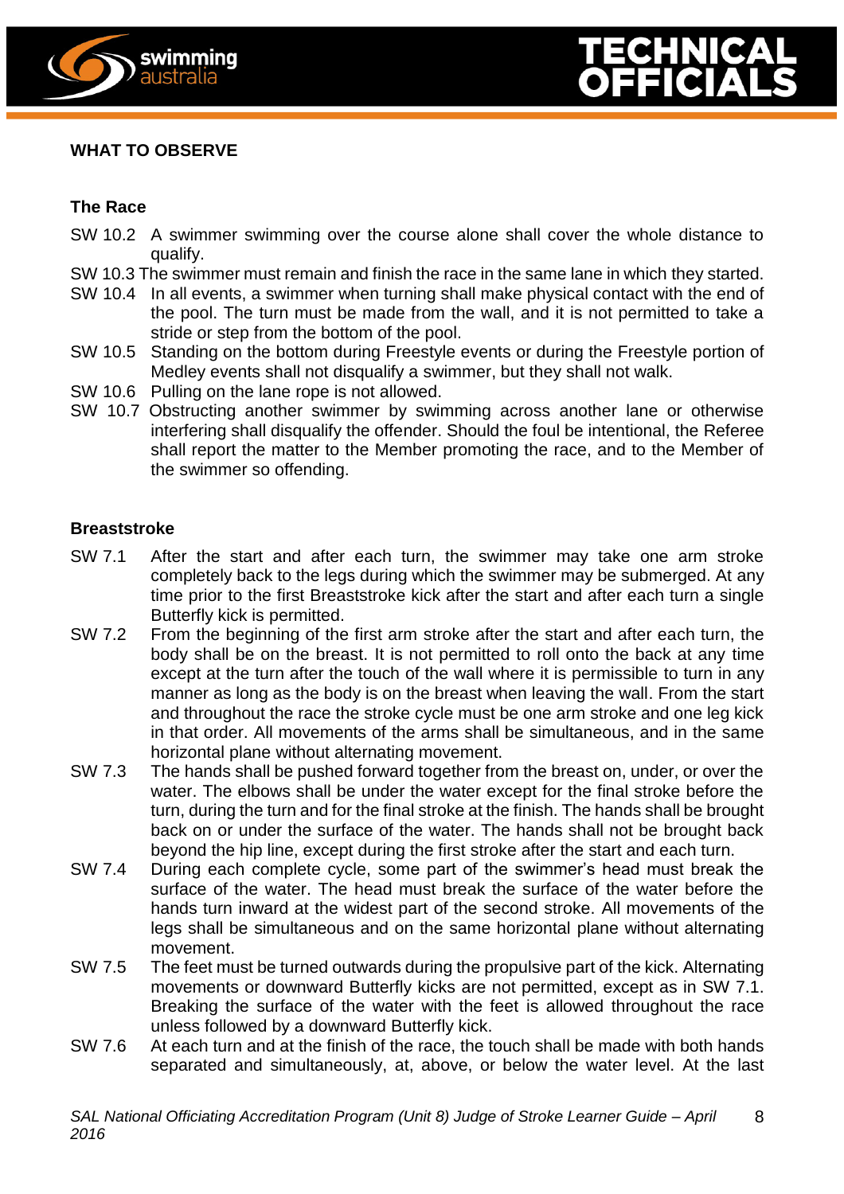## WHAT TO OBSERVE

### The Race

SW 10.2 A swimmer swimming over the course alone shall cover the whole distance to qualify.

SW 10.3 The swimmer must remain and finish the race in the same lane in which they started.

SW 10.4 In all events, a swimmer when turning shall make physical contact with the end of the pool. The turn must be made from the wall, and it is not permitted to take a stride or step from the bottom of the pool.

SW 10.5 Standing on the bottom during Freestyle events or during the Freestyle portion of Medley events shall not disqualify a swimmer, but they shall not walk.

SW 10.6 Pulling on the lane rope is not allowed.

SW 10.7 Obstructing another swimmer by swimming across another lane or otherwise interfering shall disqualify the offender. Should the foul be intentional, the Referee shall report the matter to the Member promoting the race, and to the Member of the swimmer so offending.

### Breaststroke

SW 7.1 After the start and after each turn, the swimmer may take one arm stroke completely back to the legs during which the swimmer may be submerged. At any time prior to the first Breaststroke kick after the start and after each turn a single Butterfly kick is permitted.

SW 7.2 From the beginning of the first arm stroke after the start and after each turn, the body shall be on the breast. It is not permitted to roll onto the back at any time except at the turn after the touch of the wall where it is permissible to turn in any manner as long as the body is on the breast when leaving the wall. From the start and throughout the race the stroke cycle must be one arm stroke and one leg kick in that order. All movements of the arms shall be simultaneous, and in the same horizontal plane without alternating movement.

SW 7.3 The hands shall be pushed forward together from the breast on, under, or over the water. The elbows shall be under the water except for the final stroke before the turn, during the turn and for the final stroke at the finish. The hands shall be brought back on or under the surface of the water. The hands shall not be brought back beyond the hip line, except during the first stroke after the start and each turn.

SW 7.4 During each complete cycle, some part of the swimmer's head must break the surface of the water. The head must break the surface of the water before the hands turn inward at the widest part of the second stroke. All movements of the legs shall be simultaneous and on the same horizontal plane without alternating movement.

SW 7.5 The feet must be turned outwards during the propulsive part of the kick. Alternating movements or downward Butterfly kicks are not permitted, except as in SW 7.1. Breaking the surface of the water with the feet is allowed throughout the race unless followed by a downward Butterfly kick.

SW 7.6 At each turn and at the finish of the race, the touch shall be made with both hands separated and simultaneously, at, above, or below the water level. At the last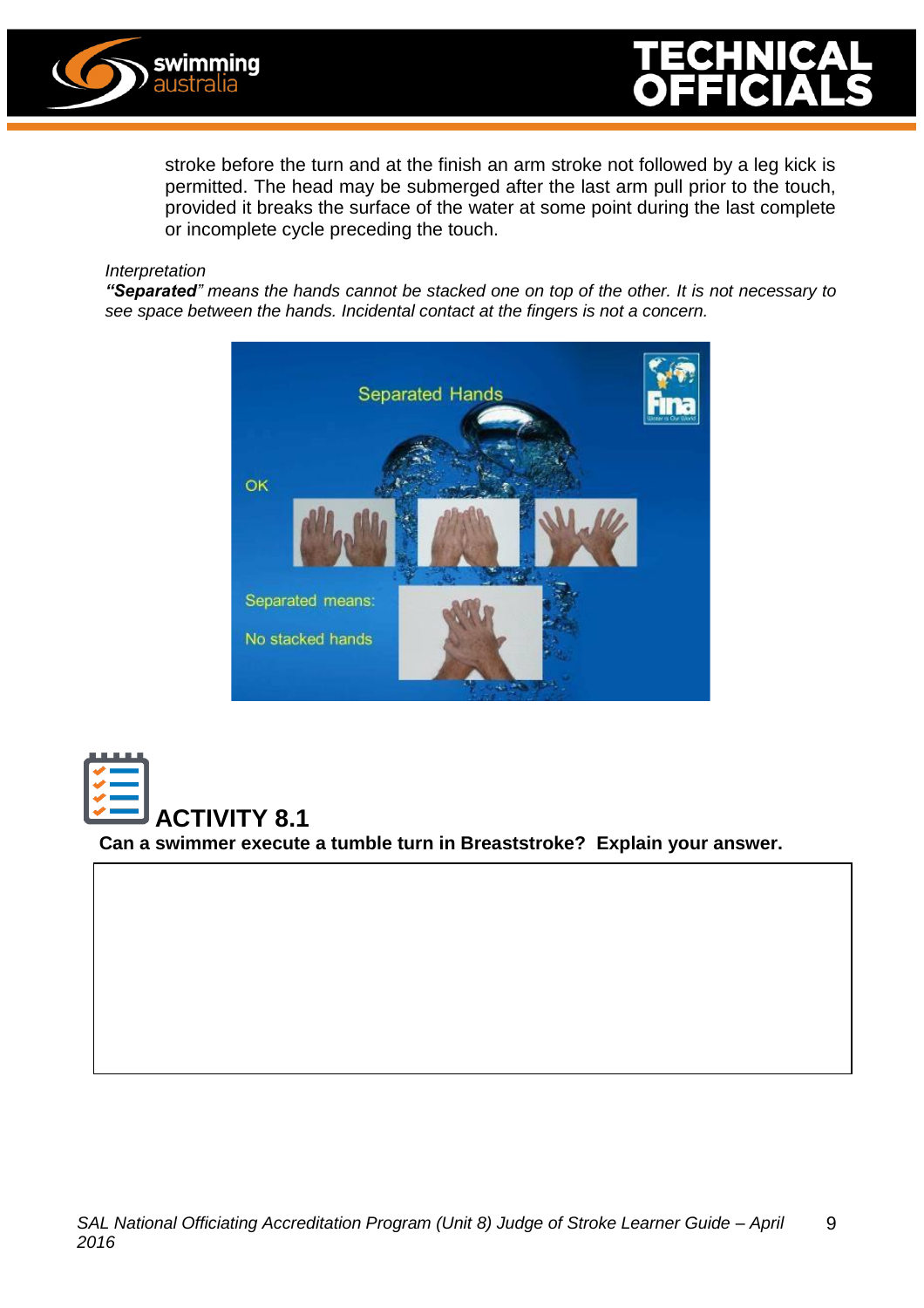stroke before the turn and at the finish an arm stroke not followed by a leg kick is permitted. The head may be submerged after the last arm pull prior to the touch, provided it breaks the surface of the water at some point during the last complete or incomplete cycle preceding the touch.

*Interpretation*

***"Separated"** means the hands cannot be stacked one on top of the other. It is not necessary to see space between the hands. Incidental contact at the fingers is not a concern.*

## ACTIVITY 8.1

**Can a swimmer execute a tumble turn in Breaststroke? Explain your answer.**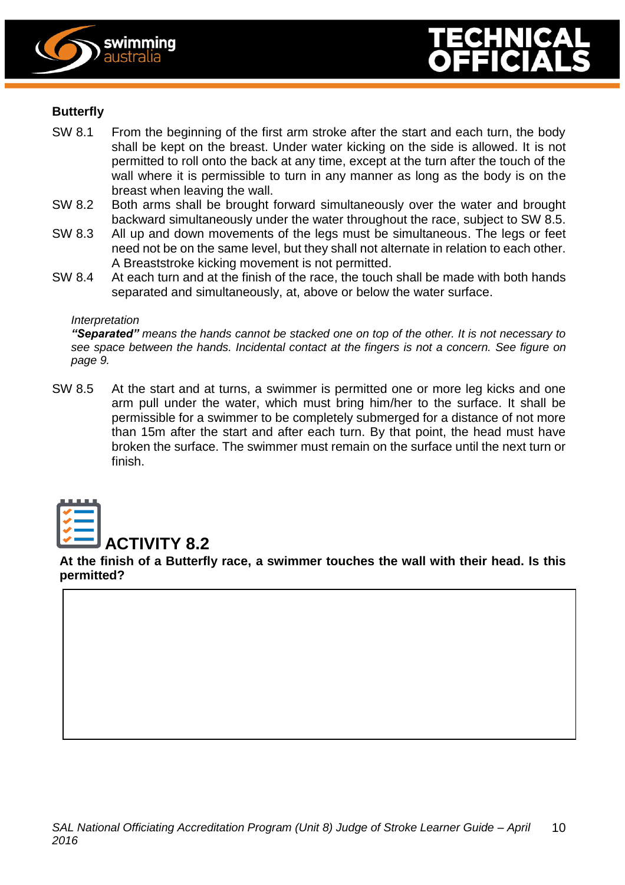### Butterfly

SW 8.1 From the beginning of the first arm stroke after the start and each turn, the body shall be kept on the breast. Under water kicking on the side is allowed. It is not permitted to roll onto the back at any time, except at the turn after the touch of the wall where it is permissible to turn in any manner as long as the body is on the breast when leaving the wall.

SW 8.2 Both arms shall be brought forward simultaneously over the water and brought backward simultaneously under the water throughout the race, subject to SW 8.5.

SW 8.3 All up and down movements of the legs must be simultaneous. The legs or feet need not be on the same level, but they shall not alternate in relation to each other. A Breaststroke kicking movement is not permitted.

SW 8.4 At each turn and at the finish of the race, the touch shall be made with both hands separated and simultaneously, at, above or below the water surface.

*Interpretation*
***"Separated"*** *means the hands cannot be stacked one on top of the other. It is not necessary to see space between the hands. Incidental contact at the fingers is not a concern. See figure on page 9.*

SW 8.5 At the start and at turns, a swimmer is permitted one or more leg kicks and one arm pull under the water, which must bring him/her to the surface. It shall be permissible for a swimmer to be completely submerged for a distance of not more than 15m after the start and after each turn. By that point, the head must have broken the surface. The swimmer must remain on the surface until the next turn or finish.

## ACTIVITY 8.2

**At the finish of a Butterfly race, a swimmer touches the wall with their head. Is this permitted?**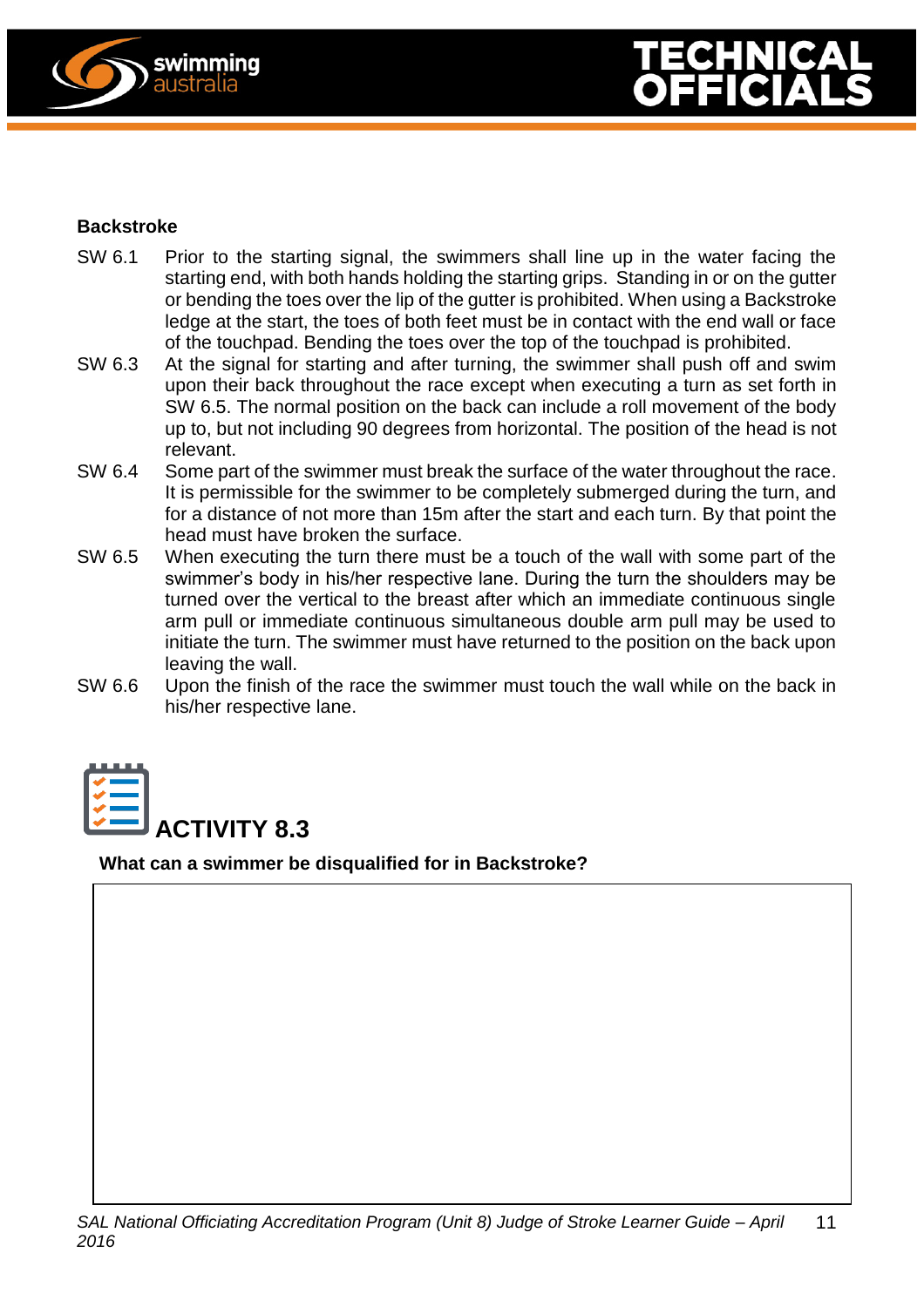### Backstroke

SW 6.1 Prior to the starting signal, the swimmers shall line up in the water facing the starting end, with both hands holding the starting grips. Standing in or on the gutter or bending the toes over the lip of the gutter is prohibited. When using a Backstroke ledge at the start, the toes of both feet must be in contact with the end wall or face of the touchpad. Bending the toes over the top of the touchpad is prohibited.

SW 6.3 At the signal for starting and after turning, the swimmer shall push off and swim upon their back throughout the race except when executing a turn as set forth in SW 6.5. The normal position on the back can include a roll movement of the body up to, but not including 90 degrees from horizontal. The position of the head is not relevant.

SW 6.4 Some part of the swimmer must break the surface of the water throughout the race. It is permissible for the swimmer to be completely submerged during the turn, and for a distance of not more than 15m after the start and each turn. By that point the head must have broken the surface.

SW 6.5 When executing the turn there must be a touch of the wall with some part of the swimmer's body in his/her respective lane. During the turn the shoulders may be turned over the vertical to the breast after which an immediate continuous single arm pull or immediate continuous simultaneous double arm pull may be used to initiate the turn. The swimmer must have returned to the position on the back upon leaving the wall.

SW 6.6 Upon the finish of the race the swimmer must touch the wall while on the back in his/her respective lane.

## ACTIVITY 8.3

**What can a swimmer be disqualified for in Backstroke?**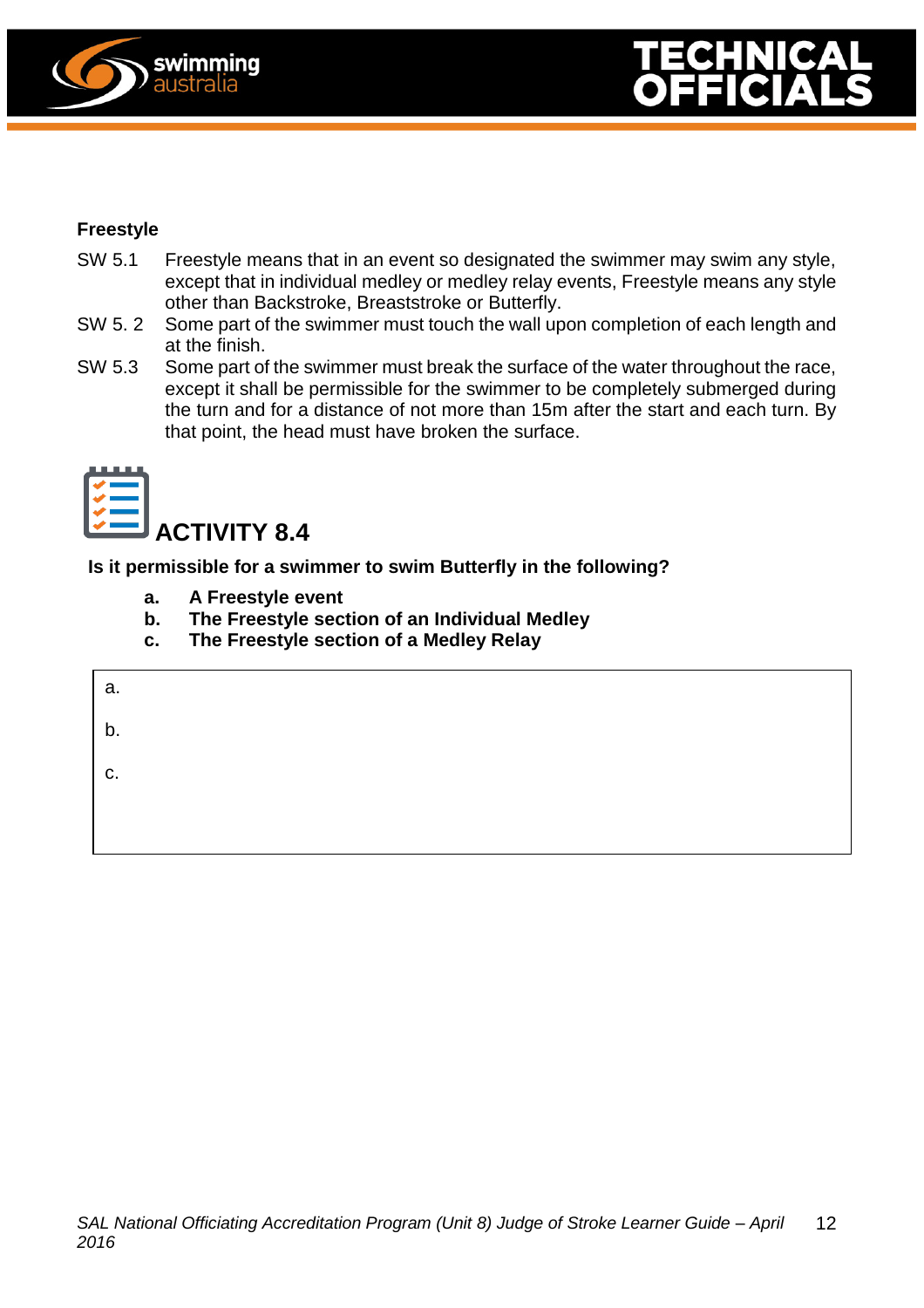**Freestyle**

SW 5.1 Freestyle means that in an event so designated the swimmer may swim any style, except that in individual medley or medley relay events, Freestyle means any style other than Backstroke, Breaststroke or Butterfly.

SW 5. 2 Some part of the swimmer must touch the wall upon completion of each length and at the finish.

SW 5.3 Some part of the swimmer must break the surface of the water throughout the race, except it shall be permissible for the swimmer to be completely submerged during the turn and for a distance of not more than 15m after the start and each turn. By that point, the head must have broken the surface.

## ACTIVITY 8.4

**Is it permissible for a swimmer to swim Butterfly in the following?**

- **a. A Freestyle event**
- **b. The Freestyle section of an Individual Medley**
- **c. The Freestyle section of a Medley Relay**

a.

b.

c.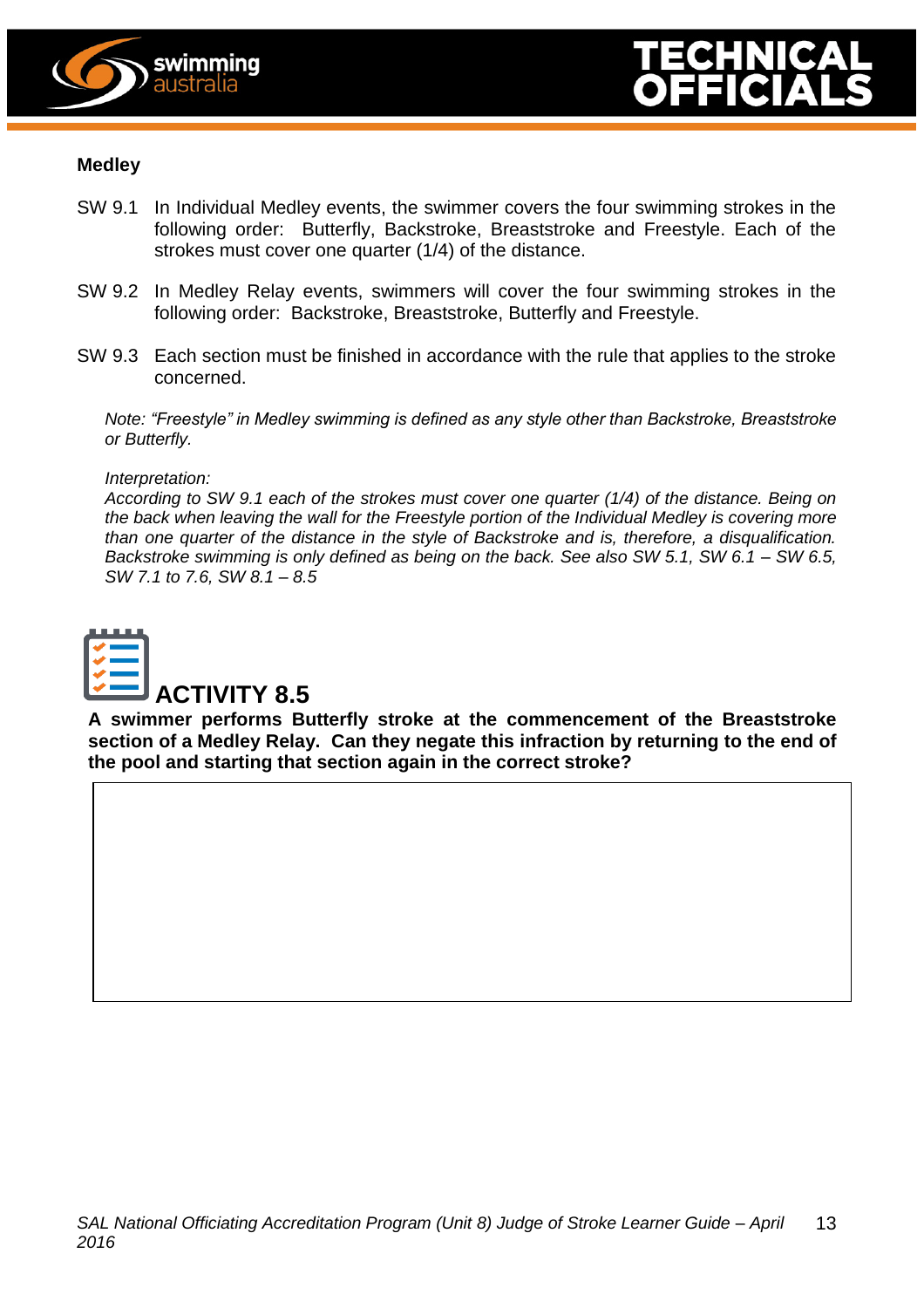**Medley**

SW 9.1 In Individual Medley events, the swimmer covers the four swimming strokes in the following order: Butterfly, Backstroke, Breaststroke and Freestyle. Each of the strokes must cover one quarter (1/4) of the distance.

SW 9.2 In Medley Relay events, swimmers will cover the four swimming strokes in the following order: Backstroke, Breaststroke, Butterfly and Freestyle.

SW 9.3 Each section must be finished in accordance with the rule that applies to the stroke concerned.

*Note: "Freestyle" in Medley swimming is defined as any style other than Backstroke, Breaststroke or Butterfly.*

*Interpretation:*
*According to SW 9.1 each of the strokes must cover one quarter (1/4) of the distance. Being on the back when leaving the wall for the Freestyle portion of the Individual Medley is covering more than one quarter of the distance in the style of Backstroke and is, therefore, a disqualification. Backstroke swimming is only defined as being on the back. See also SW 5.1, SW 6.1 – SW 6.5, SW 7.1 to 7.6, SW 8.1 – 8.5*

## ACTIVITY 8.5

**A swimmer performs Butterfly stroke at the commencement of the Breaststroke section of a Medley Relay. Can they negate this infraction by returning to the end of the pool and starting that section again in the correct stroke?**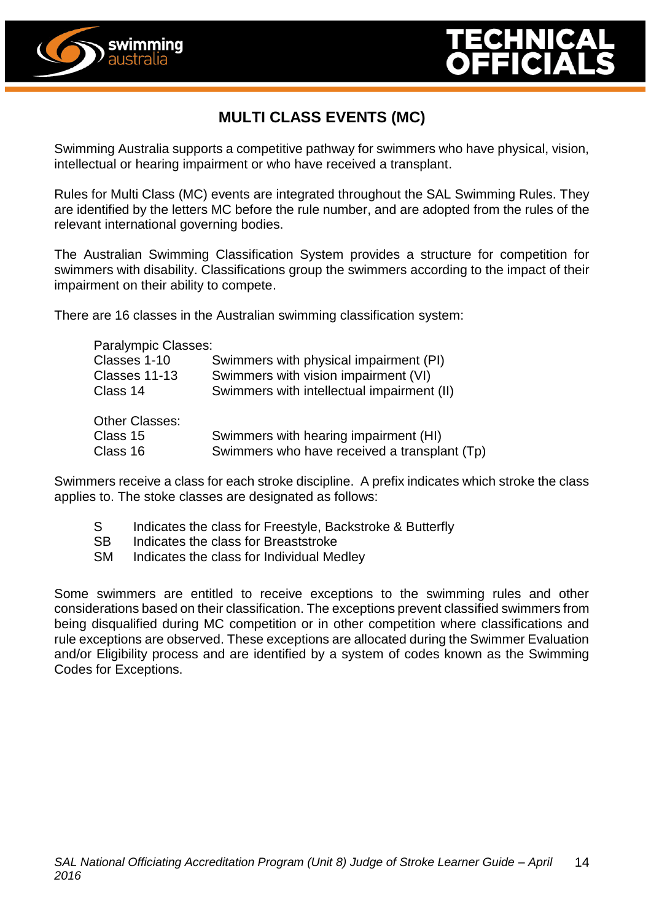# MULTI CLASS EVENTS (MC)

Swimming Australia supports a competitive pathway for swimmers who have physical, vision, intellectual or hearing impairment or who have received a transplant.

Rules for Multi Class (MC) events are integrated throughout the SAL Swimming Rules. They are identified by the letters MC before the rule number, and are adopted from the rules of the relevant international governing bodies.

The Australian Swimming Classification System provides a structure for competition for swimmers with disability. Classifications group the swimmers according to the impact of their impairment on their ability to compete.

There are 16 classes in the Australian swimming classification system:

Paralympic Classes:

| | |
|---|---|
| Classes 1-10 | Swimmers with physical impairment (PI) |
| Classes 11-13 | Swimmers with vision impairment (VI) |
| Class 14 | Swimmers with intellectual impairment (II) |

Other Classes:

| | |
|---|---|
| Class 15 | Swimmers with hearing impairment (HI) |
| Class 16 | Swimmers who have received a transplant (Tp) |

Swimmers receive a class for each stroke discipline. A prefix indicates which stroke the class applies to. The stoke classes are designated as follows:

| | |
|---|---|
| S | Indicates the class for Freestyle, Backstroke & Butterfly |
| SB | Indicates the class for Breaststroke |
| SM | Indicates the class for Individual Medley |

Some swimmers are entitled to receive exceptions to the swimming rules and other considerations based on their classification. The exceptions prevent classified swimmers from being disqualified during MC competition or in other competition where classifications and rule exceptions are observed. These exceptions are allocated during the Swimmer Evaluation and/or Eligibility process and are identified by a system of codes known as the Swimming Codes for Exceptions.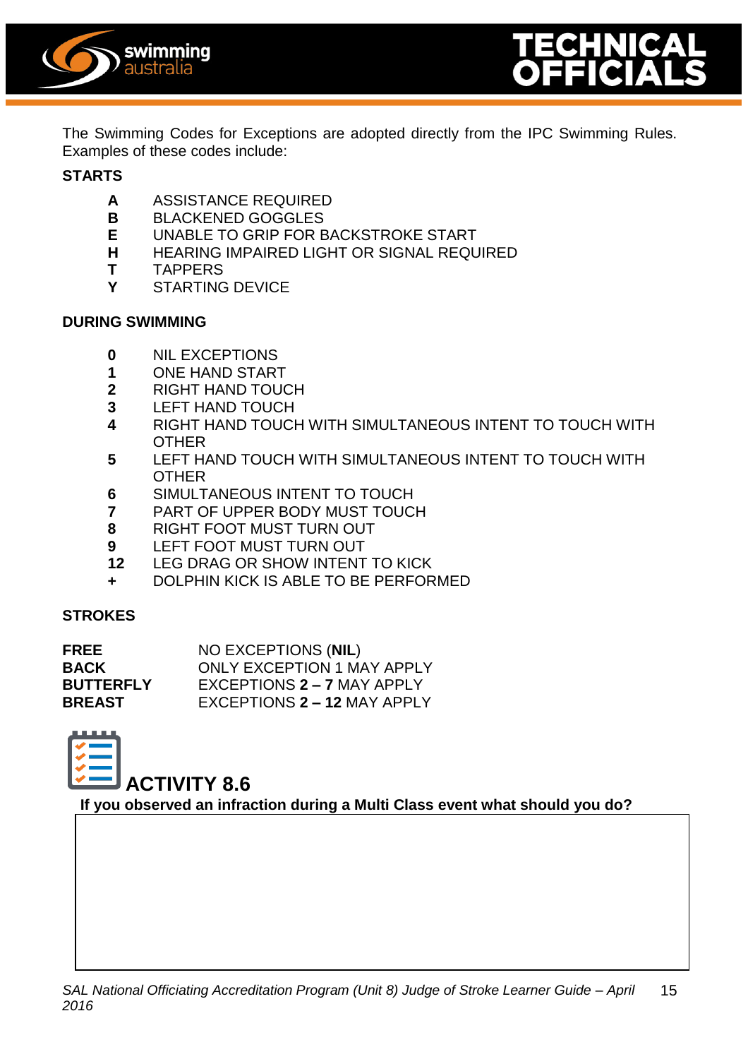The Swimming Codes for Exceptions are adopted directly from the IPC Swimming Rules. Examples of these codes include:

**STARTS**

- **A** ASSISTANCE REQUIRED
- **B** BLACKENED GOGGLES
- **E** UNABLE TO GRIP FOR BACKSTROKE START
- **H** HEARING IMPAIRED LIGHT OR SIGNAL REQUIRED
- **T** TAPPERS
- **Y** STARTING DEVICE

**DURING SWIMMING**

- **0** NIL EXCEPTIONS
- **1** ONE HAND START
- **2** RIGHT HAND TOUCH
- **3** LEFT HAND TOUCH
- **4** RIGHT HAND TOUCH WITH SIMULTANEOUS INTENT TO TOUCH WITH OTHER
- **5** LEFT HAND TOUCH WITH SIMULTANEOUS INTENT TO TOUCH WITH OTHER
- **6** SIMULTANEOUS INTENT TO TOUCH
- **7** PART OF UPPER BODY MUST TOUCH
- **8** RIGHT FOOT MUST TURN OUT
- **9** LEFT FOOT MUST TURN OUT
- **12** LEG DRAG OR SHOW INTENT TO KICK
- **+** DOLPHIN KICK IS ABLE TO BE PERFORMED

**STROKES**

| | |
|---|---|
| **FREE** | NO EXCEPTIONS (**NIL**) |
| **BACK** | ONLY EXCEPTION 1 MAY APPLY |
| **BUTTERFLY** | EXCEPTIONS **2 – 7** MAY APPLY |
| **BREAST** | EXCEPTIONS **2 – 12** MAY APPLY |

## ACTIVITY 8.6

**If you observed an infraction during a Multi Class event what should you do?**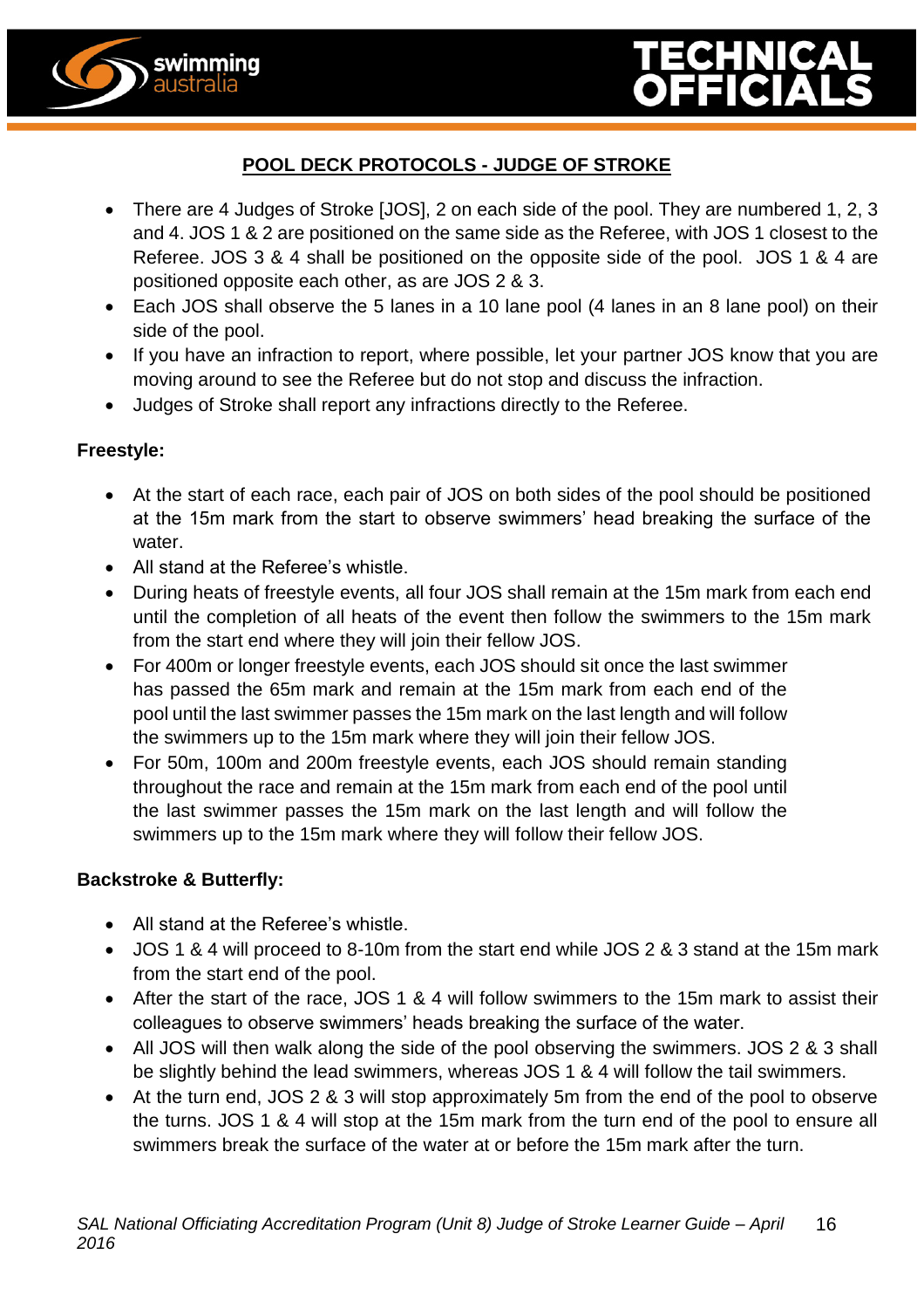## POOL DECK PROTOCOLS - JUDGE OF STROKE

- There are 4 Judges of Stroke [JOS], 2 on each side of the pool. They are numbered 1, 2, 3 and 4. JOS 1 & 2 are positioned on the same side as the Referee, with JOS 1 closest to the Referee. JOS 3 & 4 shall be positioned on the opposite side of the pool. JOS 1 & 4 are positioned opposite each other, as are JOS 2 & 3.
- Each JOS shall observe the 5 lanes in a 10 lane pool (4 lanes in an 8 lane pool) on their side of the pool.
- If you have an infraction to report, where possible, let your partner JOS know that you are moving around to see the Referee but do not stop and discuss the infraction.
- Judges of Stroke shall report any infractions directly to the Referee.

**Freestyle:**

- At the start of each race, each pair of JOS on both sides of the pool should be positioned at the 15m mark from the start to observe swimmers' head breaking the surface of the water.
- All stand at the Referee's whistle.
- During heats of freestyle events, all four JOS shall remain at the 15m mark from each end until the completion of all heats of the event then follow the swimmers to the 15m mark from the start end where they will join their fellow JOS.
- For 400m or longer freestyle events, each JOS should sit once the last swimmer has passed the 65m mark and remain at the 15m mark from each end of the pool until the last swimmer passes the 15m mark on the last length and will follow the swimmers up to the 15m mark where they will join their fellow JOS.
- For 50m, 100m and 200m freestyle events, each JOS should remain standing throughout the race and remain at the 15m mark from each end of the pool until the last swimmer passes the 15m mark on the last length and will follow the swimmers up to the 15m mark where they will follow their fellow JOS.

**Backstroke & Butterfly:**

- All stand at the Referee's whistle.
- JOS 1 & 4 will proceed to 8-10m from the start end while JOS 2 & 3 stand at the 15m mark from the start end of the pool.
- After the start of the race, JOS 1 & 4 will follow swimmers to the 15m mark to assist their colleagues to observe swimmers' heads breaking the surface of the water.
- All JOS will then walk along the side of the pool observing the swimmers. JOS 2 & 3 shall be slightly behind the lead swimmers, whereas JOS 1 & 4 will follow the tail swimmers.
- At the turn end, JOS 2 & 3 will stop approximately 5m from the end of the pool to observe the turns. JOS 1 & 4 will stop at the 15m mark from the turn end of the pool to ensure all swimmers break the surface of the water at or before the 15m mark after the turn.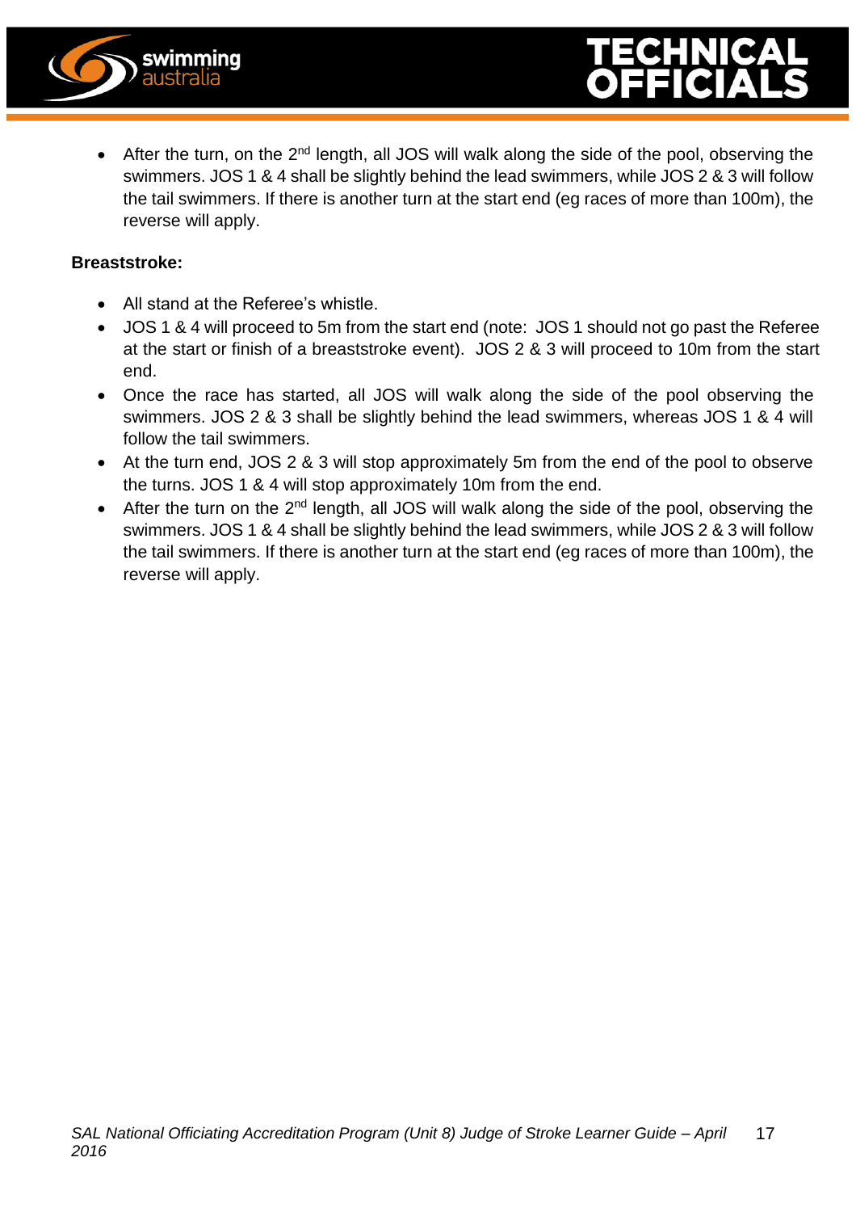- After the turn, on the 2nd length, all JOS will walk along the side of the pool, observing the swimmers. JOS 1 & 4 shall be slightly behind the lead swimmers, while JOS 2 & 3 will follow the tail swimmers. If there is another turn at the start end (eg races of more than 100m), the reverse will apply.

**Breaststroke:**

- All stand at the Referee's whistle.
- JOS 1 & 4 will proceed to 5m from the start end (note: JOS 1 should not go past the Referee at the start or finish of a breaststroke event). JOS 2 & 3 will proceed to 10m from the start end.
- Once the race has started, all JOS will walk along the side of the pool observing the swimmers. JOS 2 & 3 shall be slightly behind the lead swimmers, whereas JOS 1 & 4 will follow the tail swimmers.
- At the turn end, JOS 2 & 3 will stop approximately 5m from the end of the pool to observe the turns. JOS 1 & 4 will stop approximately 10m from the end.
- After the turn on the 2nd length, all JOS will walk along the side of the pool, observing the swimmers. JOS 1 & 4 shall be slightly behind the lead swimmers, while JOS 2 & 3 will follow the tail swimmers. If there is another turn at the start end (eg races of more than 100m), the reverse will apply.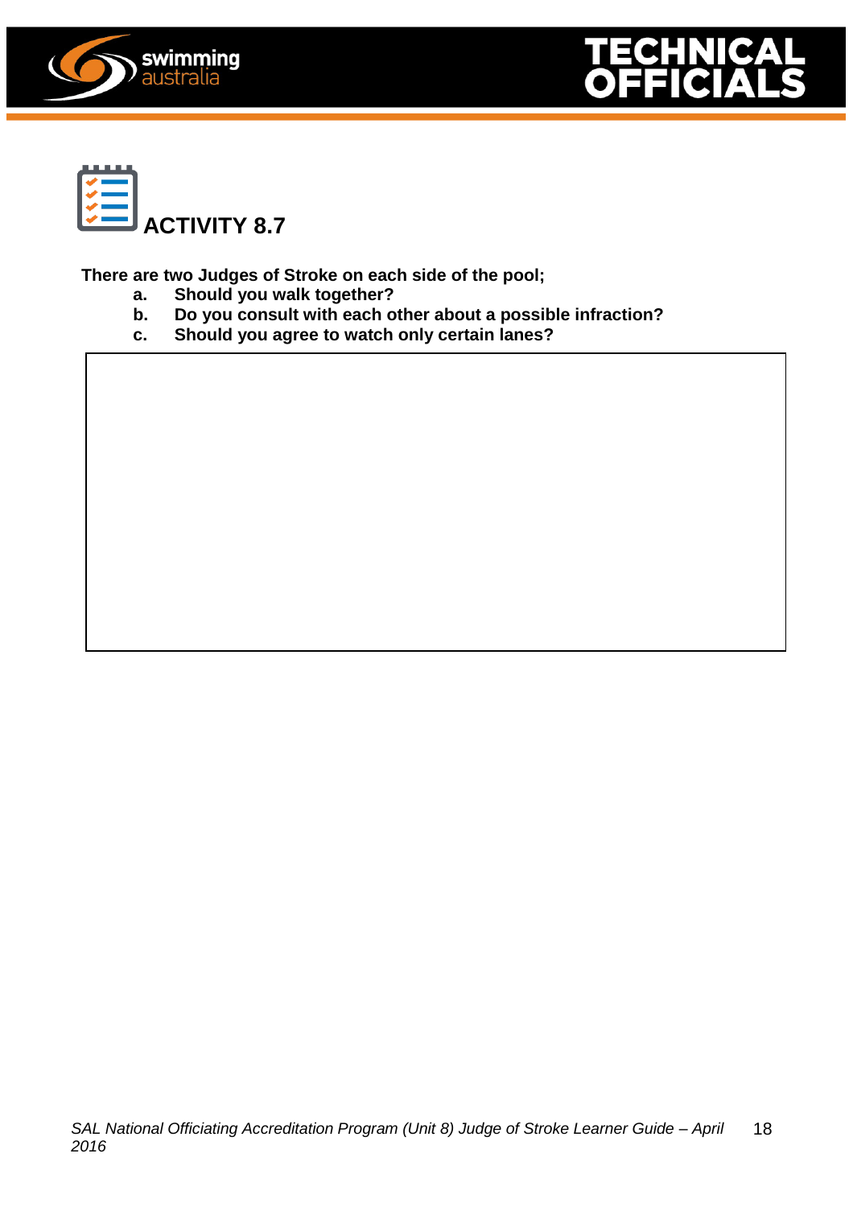## ACTIVITY 8.7

**There are two Judges of Stroke on each side of the pool;**

- **a.** **Should you walk together?**
- **b.** **Do you consult with each other about a possible infraction?**
- **c.** **Should you agree to watch only certain lanes?**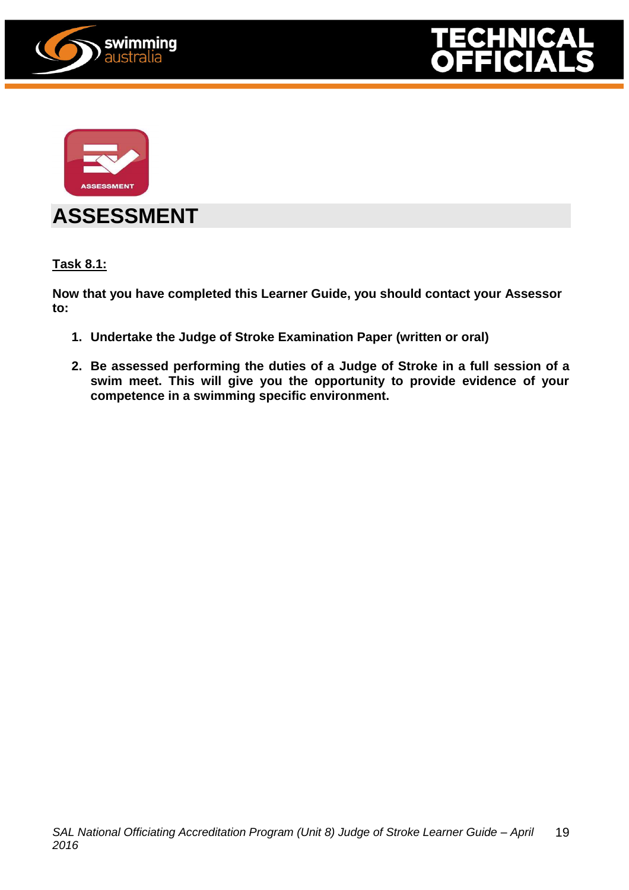# ASSESSMENT

**Task 8.1:**

**Now that you have completed this Learner Guide, you should contact your Assessor to:**

1. **Undertake the Judge of Stroke Examination Paper (written or oral)**
2. **Be assessed performing the duties of a Judge of Stroke in a full session of a swim meet. This will give you the opportunity to provide evidence of your competence in a swimming specific environment.**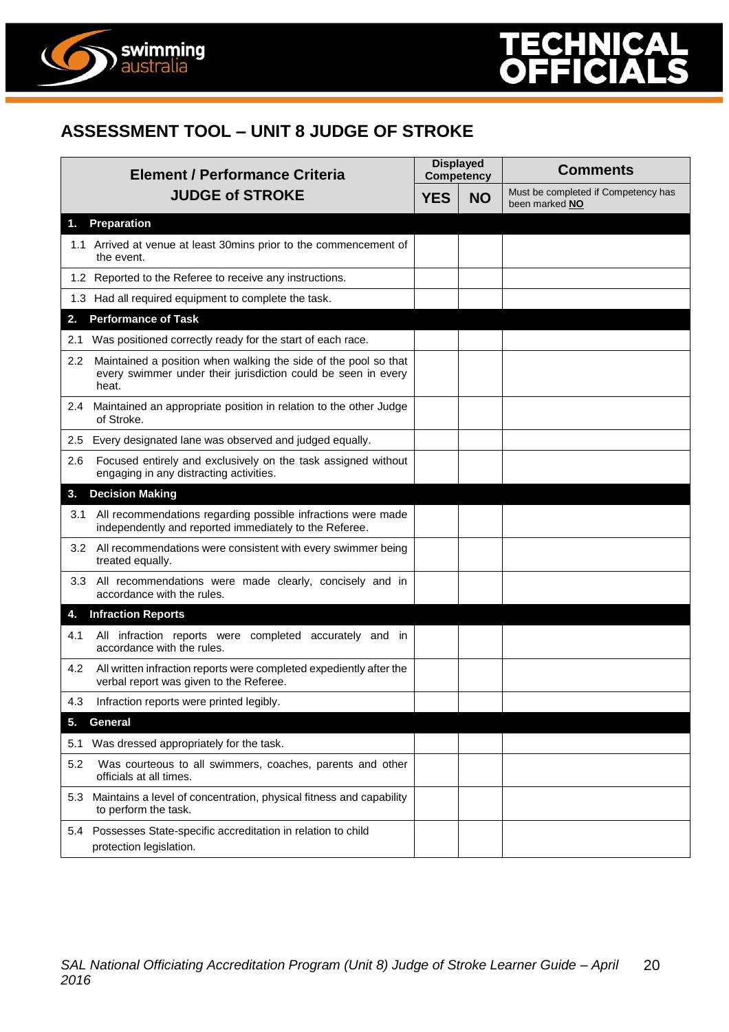# ASSESSMENT TOOL – UNIT 8 JUDGE OF STROKE

| Element / Performance Criteria JUDGE of STROKE | Displayed Competency | | Comments |
|---|---|---|---|
| | YES | NO | Must be completed if Competency has been marked **NO** |
| **1. Preparation** | | | |
| 1.1 Arrived at venue at least 30mins prior to the commencement of the event. | | | |
| 1.2 Reported to the Referee to receive any instructions. | | | |
| 1.3 Had all required equipment to complete the task. | | | |
| **2. Performance of Task** | | | |
| 2.1 Was positioned correctly ready for the start of each race. | | | |
| 2.2 Maintained a position when walking the side of the pool so that every swimmer under their jurisdiction could be seen in every heat. | | | |
| 2.4 Maintained an appropriate position in relation to the other Judge of Stroke. | | | |
| 2.5 Every designated lane was observed and judged equally. | | | |
| 2.6 Focused entirely and exclusively on the task assigned without engaging in any distracting activities. | | | |
| **3. Decision Making** | | | |
| 3.1 All recommendations regarding possible infractions were made independently and reported immediately to the Referee. | | | |
| 3.2 All recommendations were consistent with every swimmer being treated equally. | | | |
| 3.3 All recommendations were made clearly, concisely and in accordance with the rules. | | | |
| **4. Infraction Reports** | | | |
| 4.1 All infraction reports were completed accurately and in accordance with the rules. | | | |
| 4.2 All written infraction reports were completed expediently after the verbal report was given to the Referee. | | | |
| 4.3 Infraction reports were printed legibly. | | | |
| **5. General** | | | |
| 5.1 Was dressed appropriately for the task. | | | |
| 5.2 Was courteous to all swimmers, coaches, parents and other officials at all times. | | | |
| 5.3 Maintains a level of concentration, physical fitness and capability to perform the task. | | | |
| 5.4 Possesses State-specific accreditation in relation to child protection legislation. | | | |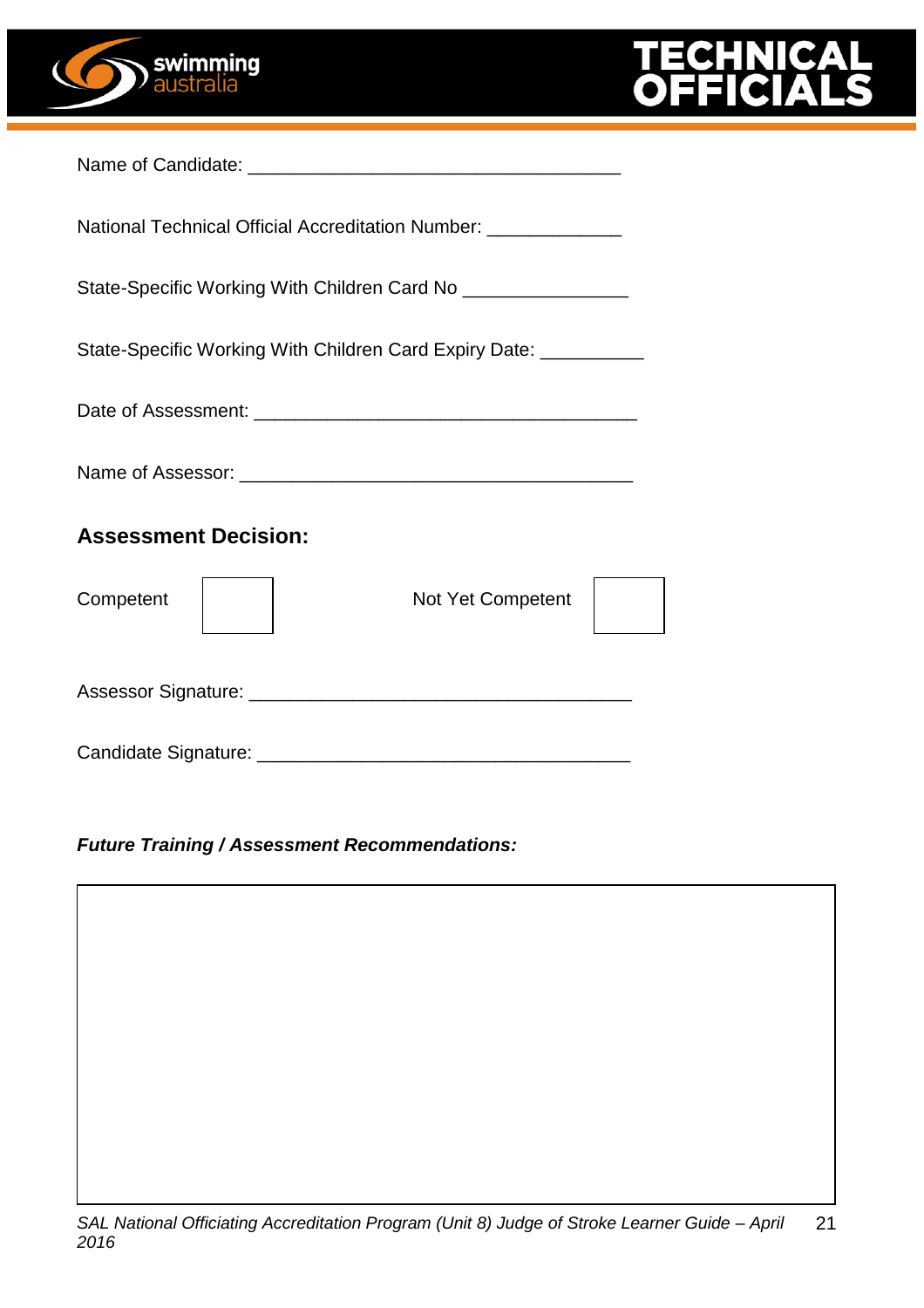Name of Candidate: ___________________________________

National Technical Official Accreditation Number: ____________

State-Specific Working With Children Card No _______________

State-Specific Working With Children Card Expiry Date: _________

Date of Assessment: ____________________________________

Name of Assessor: _____________________________________

### Assessment Decision:

Competent ☐ Not Yet Competent ☐

Assessor Signature: ____________________________________

Candidate Signature: ___________________________________

***Future Training / Assessment Recommendations:***

| |
|---|
| |